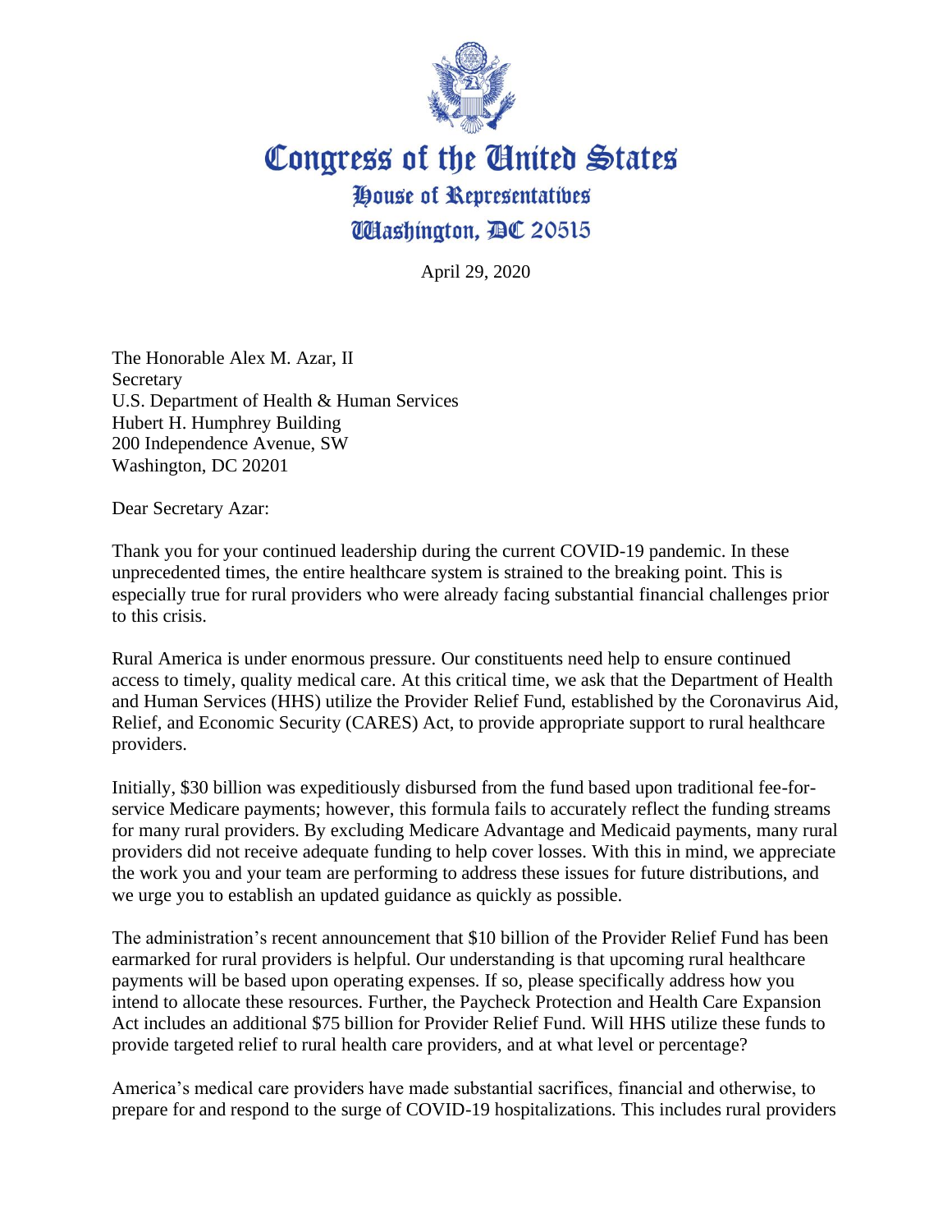# Congress of the United States
## House of Representatives
## Washington, DC 20515

April 29, 2020

The Honorable Alex M. Azar, II
Secretary
U.S. Department of Health & Human Services
Hubert H. Humphrey Building
200 Independence Avenue, SW
Washington, DC 20201

Dear Secretary Azar:

Thank you for your continued leadership during the current COVID-19 pandemic. In these unprecedented times, the entire healthcare system is strained to the breaking point. This is especially true for rural providers who were already facing substantial financial challenges prior to this crisis.

Rural America is under enormous pressure. Our constituents need help to ensure continued access to timely, quality medical care. At this critical time, we ask that the Department of Health and Human Services (HHS) utilize the Provider Relief Fund, established by the Coronavirus Aid, Relief, and Economic Security (CARES) Act, to provide appropriate support to rural healthcare providers.

Initially, $30 billion was expeditiously disbursed from the fund based upon traditional fee-for-service Medicare payments; however, this formula fails to accurately reflect the funding streams for many rural providers. By excluding Medicare Advantage and Medicaid payments, many rural providers did not receive adequate funding to help cover losses. With this in mind, we appreciate the work you and your team are performing to address these issues for future distributions, and we urge you to establish an updated guidance as quickly as possible.

The administration's recent announcement that $10 billion of the Provider Relief Fund has been earmarked for rural providers is helpful. Our understanding is that upcoming rural healthcare payments will be based upon operating expenses. If so, please specifically address how you intend to allocate these resources. Further, the Paycheck Protection and Health Care Expansion Act includes an additional $75 billion for Provider Relief Fund. Will HHS utilize these funds to provide targeted relief to rural health care providers, and at what level or percentage?

America's medical care providers have made substantial sacrifices, financial and otherwise, to prepare for and respond to the surge of COVID-19 hospitalizations. This includes rural providers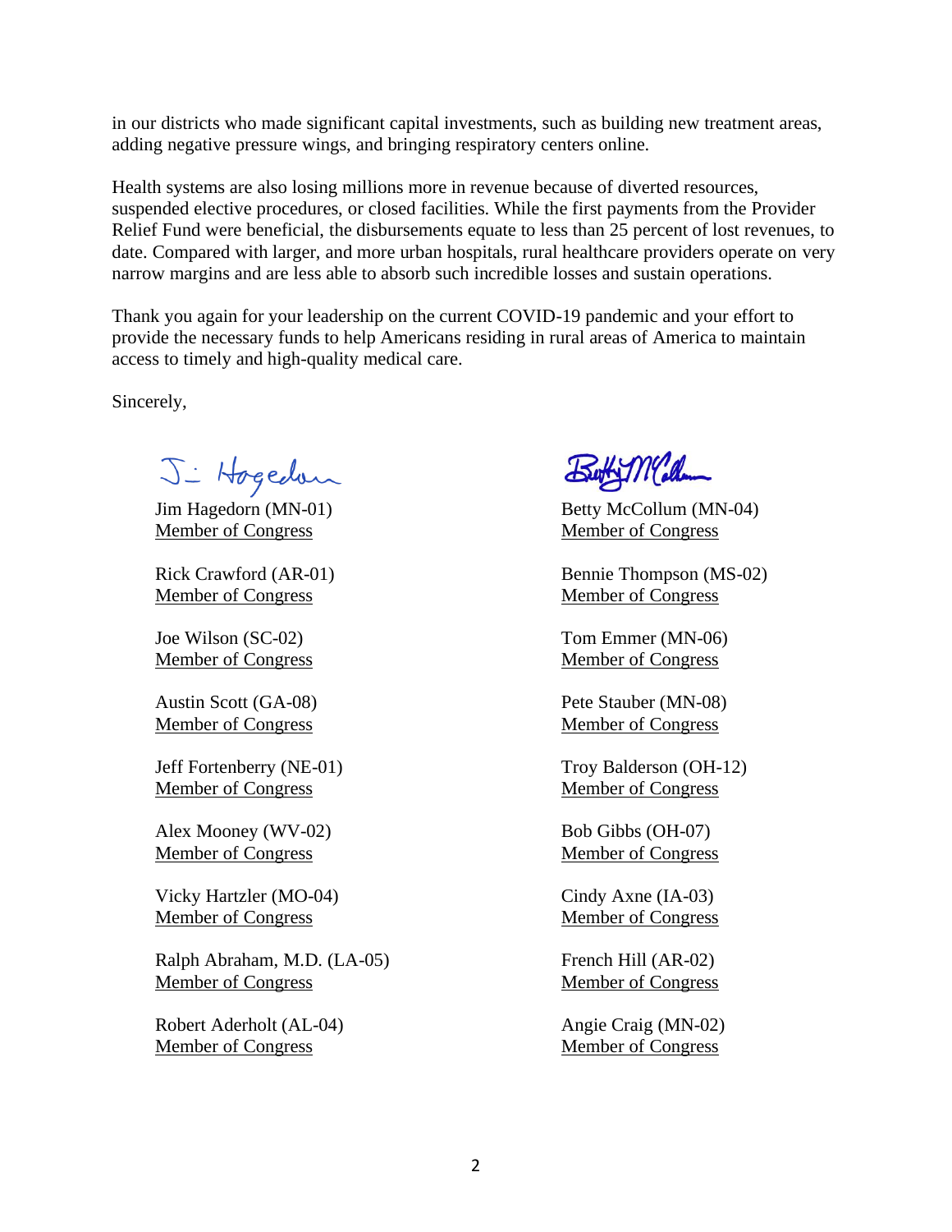in our districts who made significant capital investments, such as building new treatment areas, adding negative pressure wings, and bringing respiratory centers online.

Health systems are also losing millions more in revenue because of diverted resources, suspended elective procedures, or closed facilities. While the first payments from the Provider Relief Fund were beneficial, the disbursements equate to less than 25 percent of lost revenues, to date. Compared with larger, and more urban hospitals, rural healthcare providers operate on very narrow margins and are less able to absorb such incredible losses and sustain operations.

Thank you again for your leadership on the current COVID-19 pandemic and your effort to provide the necessary funds to help Americans residing in rural areas of America to maintain access to timely and high-quality medical care.

Sincerely,

Jim Hagedorn (MN-01)
Member of Congress

Betty McCollum (MN-04)
Member of Congress

Rick Crawford (AR-01)
Member of Congress

Bennie Thompson (MS-02)
Member of Congress

Joe Wilson (SC-02)
Member of Congress

Tom Emmer (MN-06)
Member of Congress

Austin Scott (GA-08)
Member of Congress

Pete Stauber (MN-08)
Member of Congress

Jeff Fortenberry (NE-01)
Member of Congress

Troy Balderson (OH-12)
Member of Congress

Alex Mooney (WV-02)
Member of Congress

Bob Gibbs (OH-07)
Member of Congress

Vicky Hartzler (MO-04)
Member of Congress

Cindy Axne (IA-03)
Member of Congress

Ralph Abraham, M.D. (LA-05)
Member of Congress

French Hill (AR-02)
Member of Congress

Robert Aderholt (AL-04)
Member of Congress

Angie Craig (MN-02)
Member of Congress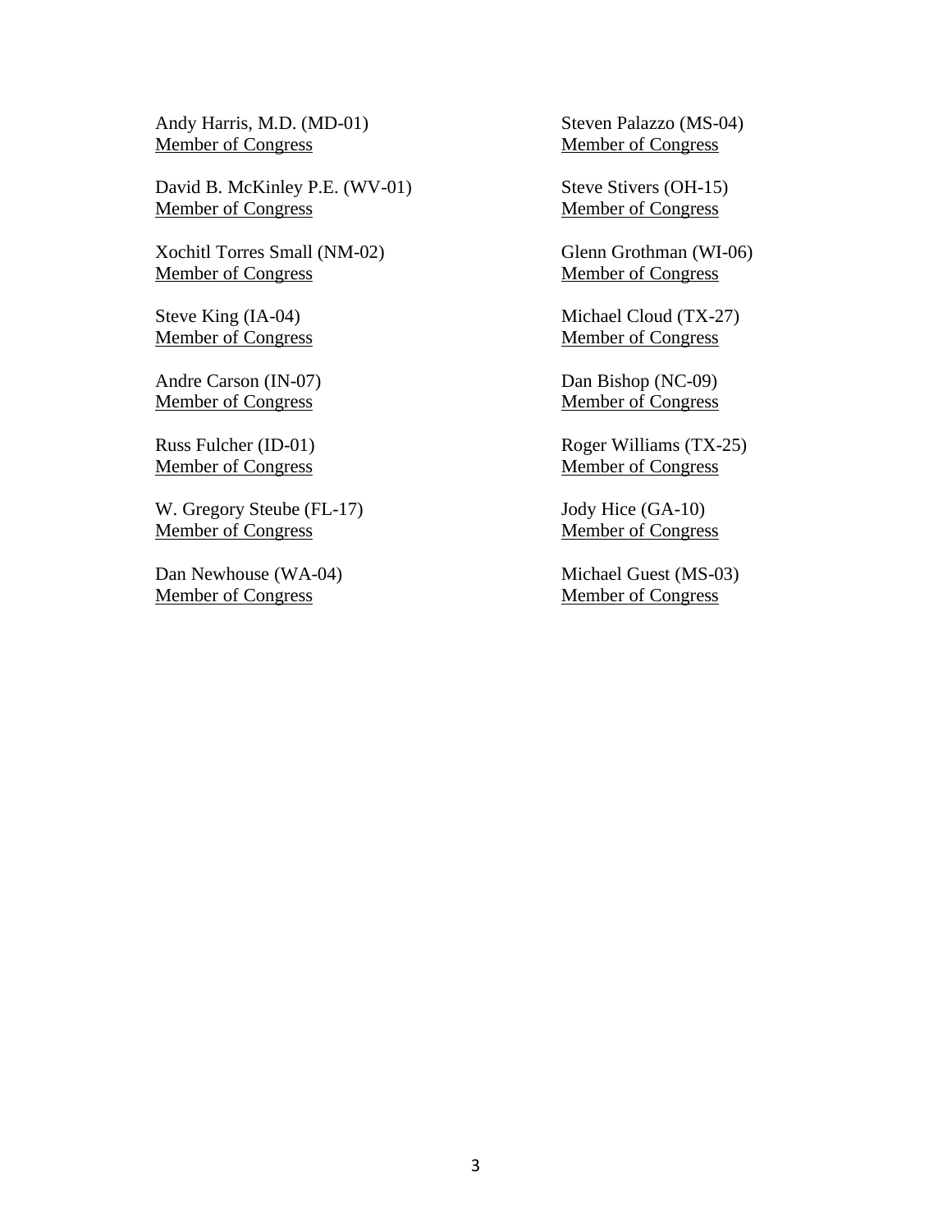Andy Harris, M.D. (MD-01)
Member of Congress

David B. McKinley P.E. (WV-01)
Member of Congress

Xochitl Torres Small (NM-02)
Member of Congress

Steve King (IA-04)
Member of Congress

Andre Carson (IN-07)
Member of Congress

Russ Fulcher (ID-01)
Member of Congress

W. Gregory Steube (FL-17)
Member of Congress

Dan Newhouse (WA-04)
Member of Congress

Steven Palazzo (MS-04)
Member of Congress

Steve Stivers (OH-15)
Member of Congress

Glenn Grothman (WI-06)
Member of Congress

Michael Cloud (TX-27)
Member of Congress

Dan Bishop (NC-09)
Member of Congress

Roger Williams (TX-25)
Member of Congress

Jody Hice (GA-10)
Member of Congress

Michael Guest (MS-03)
Member of Congress